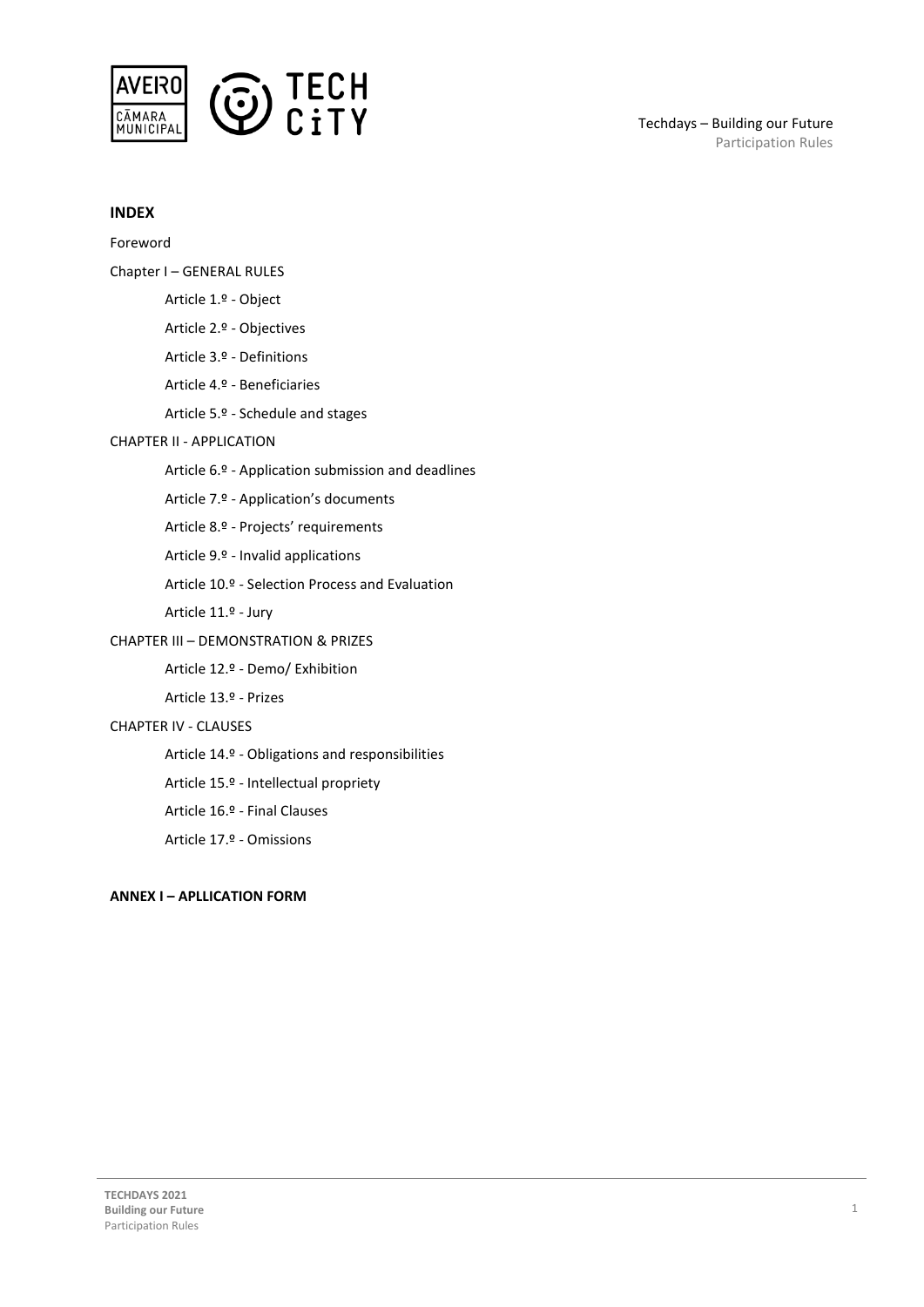## INDEX

Foreword

Chapter I – GENERAL RULES

- Article 1.º - Object
- Article 2.º - Objectives
- Article 3.º - Definitions
- Article 4.º - Beneficiaries
- Article 5.º - Schedule and stages

CHAPTER II - APPLICATION

- Article 6.º - Application submission and deadlines
- Article 7.º - Application's documents
- Article 8.º - Projects' requirements
- Article 9.º - Invalid applications
- Article 10.º - Selection Process and Evaluation
- Article 11.º - Jury

CHAPTER III – DEMONSTRATION & PRIZES

- Article 12.º - Demo/ Exhibition
- Article 13.º - Prizes

CHAPTER IV - CLAUSES

- Article 14.º - Obligations and responsibilities
- Article 15.º - Intellectual propriety
- Article 16.º - Final Clauses
- Article 17.º - Omissions

**ANNEX I – APLLICATION FORM**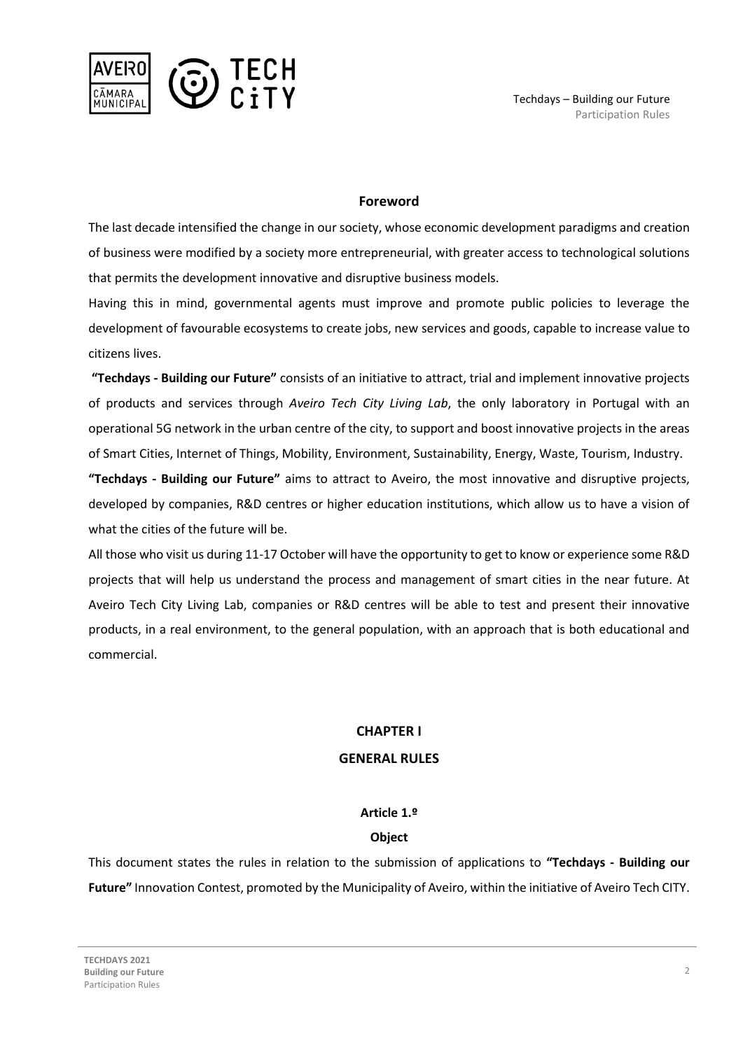## Foreword

The last decade intensified the change in our society, whose economic development paradigms and creation of business were modified by a society more entrepreneurial, with greater access to technological solutions that permits the development innovative and disruptive business models.

Having this in mind, governmental agents must improve and promote public policies to leverage the development of favourable ecosystems to create jobs, new services and goods, capable to increase value to citizens lives.

**"Techdays - Building our Future"** consists of an initiative to attract, trial and implement innovative projects of products and services through *Aveiro Tech City Living Lab*, the only laboratory in Portugal with an operational 5G network in the urban centre of the city, to support and boost innovative projects in the areas of Smart Cities, Internet of Things, Mobility, Environment, Sustainability, Energy, Waste, Tourism, Industry.

**"Techdays - Building our Future"** aims to attract to Aveiro, the most innovative and disruptive projects, developed by companies, R&D centres or higher education institutions, which allow us to have a vision of what the cities of the future will be.

All those who visit us during 11-17 October will have the opportunity to get to know or experience some R&D projects that will help us understand the process and management of smart cities in the near future. At Aveiro Tech City Living Lab, companies or R&D centres will be able to test and present their innovative products, in a real environment, to the general population, with an approach that is both educational and commercial.

# CHAPTER I

# GENERAL RULES

### Article 1.º

### Object

This document states the rules in relation to the submission of applications to **"Techdays - Building our Future"** Innovation Contest, promoted by the Municipality of Aveiro, within the initiative of Aveiro Tech CITY.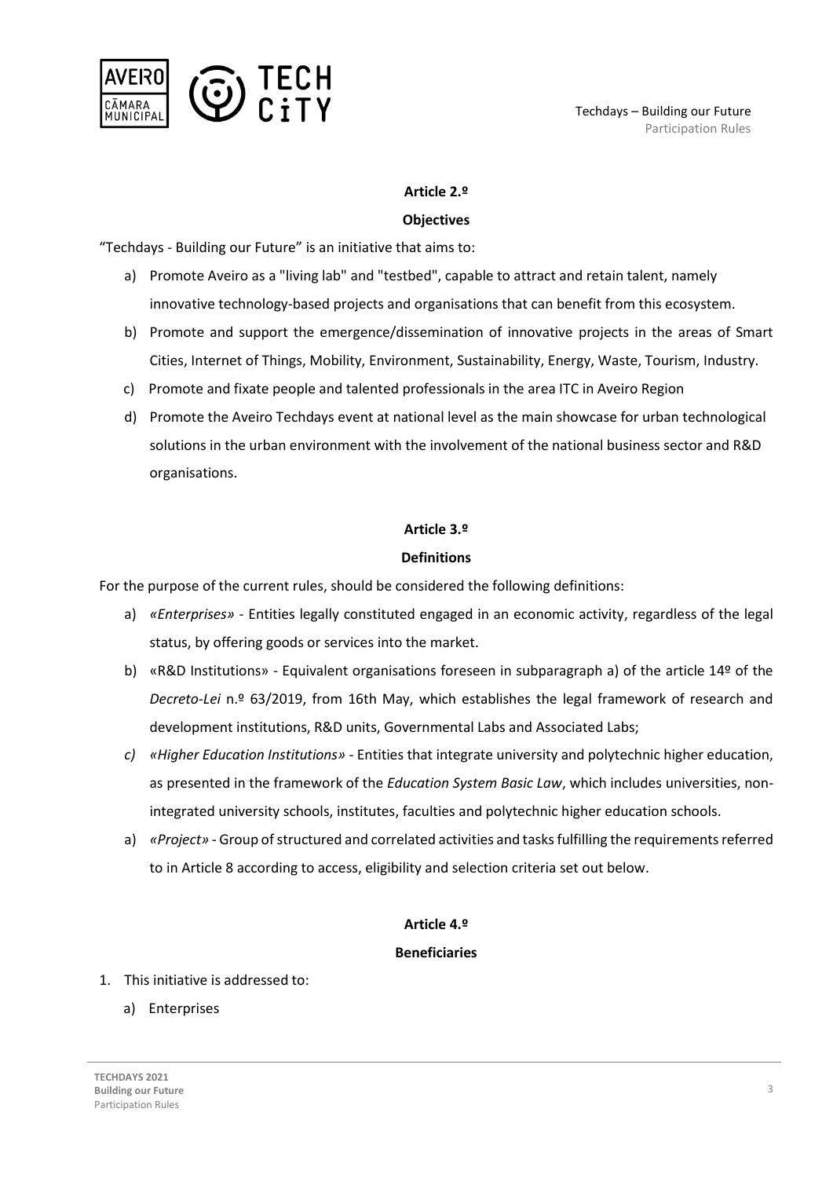### Article 2.º

### Objectives

"Techdays - Building our Future" is an initiative that aims to:

a) Promote Aveiro as a "living lab" and "testbed", capable to attract and retain talent, namely innovative technology-based projects and organisations that can benefit from this ecosystem.

b) Promote and support the emergence/dissemination of innovative projects in the areas of Smart Cities, Internet of Things, Mobility, Environment, Sustainability, Energy, Waste, Tourism, Industry.

c) Promote and fixate people and talented professionals in the area ITC in Aveiro Region

d) Promote the Aveiro Techdays event at national level as the main showcase for urban technological solutions in the urban environment with the involvement of the national business sector and R&D organisations.

### Article 3.º

### Definitions

For the purpose of the current rules, should be considered the following definitions:

a) *«Enterprises»* - Entities legally constituted engaged in an economic activity, regardless of the legal status, by offering goods or services into the market.

b) «R&D Institutions» - Equivalent organisations foreseen in subparagraph a) of the article 14º of the *Decreto-Lei* n.º 63/2019, from 16th May, which establishes the legal framework of research and development institutions, R&D units, Governmental Labs and Associated Labs;

*c) «Higher Education Institutions»* - Entities that integrate university and polytechnic higher education, as presented in the framework of the *Education System Basic Law*, which includes universities, non-integrated university schools, institutes, faculties and polytechnic higher education schools.

a) *«Project»* - Group of structured and correlated activities and tasks fulfilling the requirements referred to in Article 8 according to access, eligibility and selection criteria set out below.

### Article 4.º

### Beneficiaries

1. This initiative is addressed to:

   a) Enterprises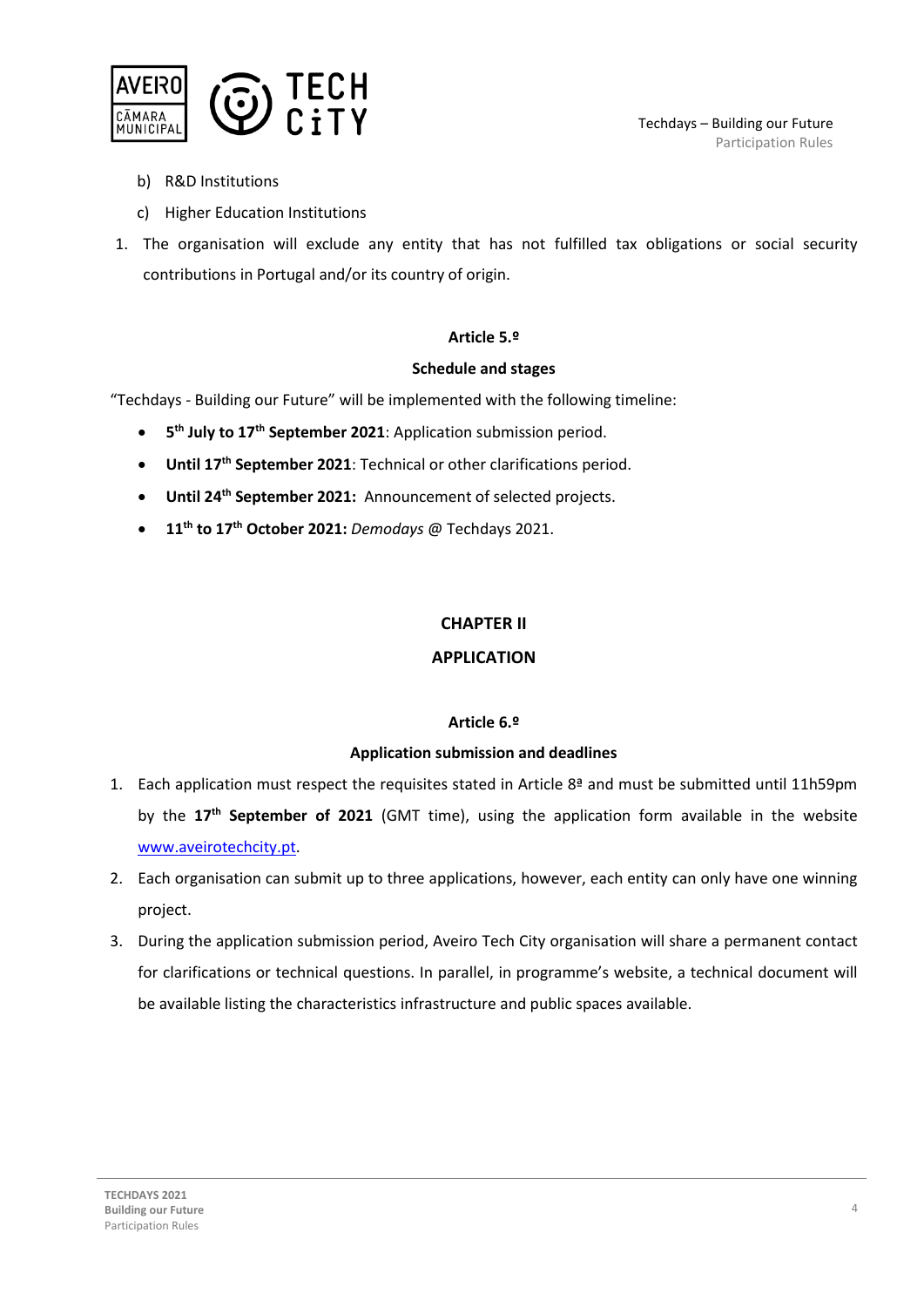b) R&D Institutions

c) Higher Education Institutions

1. The organisation will exclude any entity that has not fulfilled tax obligations or social security contributions in Portugal and/or its country of origin.

**Article 5.º**

**Schedule and stages**

"Techdays - Building our Future" will be implemented with the following timeline:

- **5th July to 17th September 2021**: Application submission period.
- **Until 17th September 2021**: Technical or other clarifications period.
- **Until 24th September 2021:** Announcement of selected projects.
- **11th to 17th October 2021:** *Demodays* @ Techdays 2021.

## CHAPTER II

## APPLICATION

**Article 6.º**

**Application submission and deadlines**

1. Each application must respect the requisites stated in Article 8ª and must be submitted until 11h59pm by the **17th September of 2021** (GMT time), using the application form available in the website www.aveirotechcity.pt.
2. Each organisation can submit up to three applications, however, each entity can only have one winning project.
3. During the application submission period, Aveiro Tech City organisation will share a permanent contact for clarifications or technical questions. In parallel, in programme's website, a technical document will be available listing the characteristics infrastructure and public spaces available.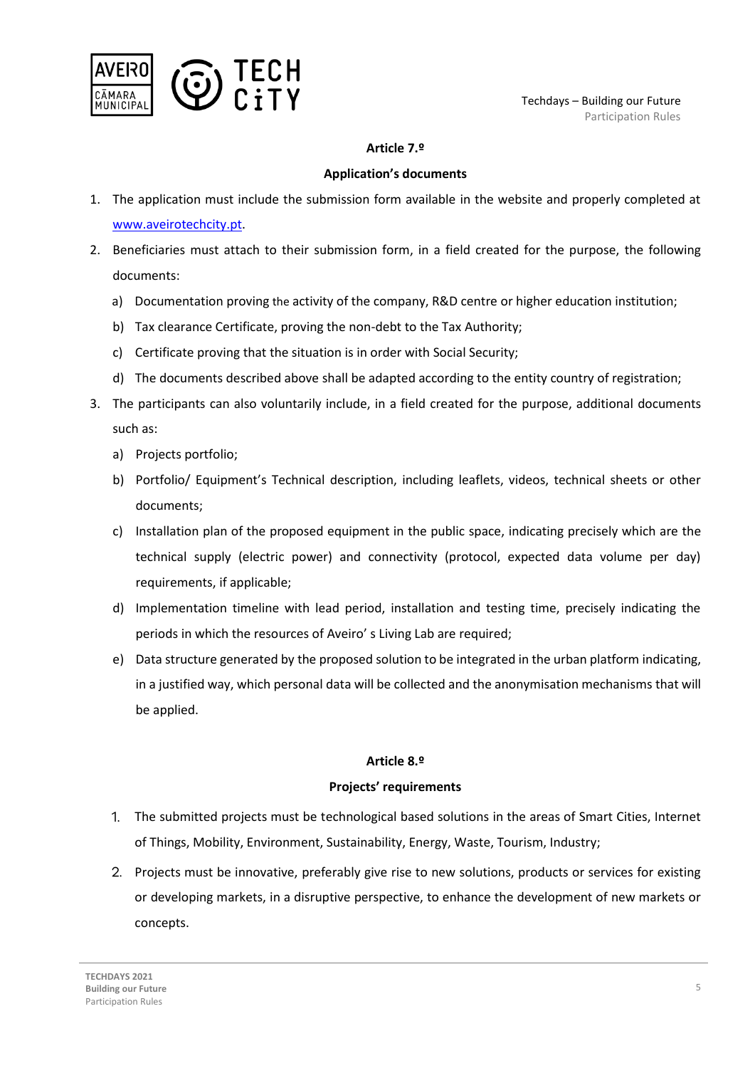**Article 7.º**

**Application's documents**

1. The application must include the submission form available in the website and properly completed at www.aveirotechcity.pt.
2. Beneficiaries must attach to their submission form, in a field created for the purpose, the following documents:
   a) Documentation proving the activity of the company, R&D centre or higher education institution;
   b) Tax clearance Certificate, proving the non-debt to the Tax Authority;
   c) Certificate proving that the situation is in order with Social Security;
   d) The documents described above shall be adapted according to the entity country of registration;
3. The participants can also voluntarily include, in a field created for the purpose, additional documents such as:
   a) Projects portfolio;
   b) Portfolio/ Equipment's Technical description, including leaflets, videos, technical sheets or other documents;
   c) Installation plan of the proposed equipment in the public space, indicating precisely which are the technical supply (electric power) and connectivity (protocol, expected data volume per day) requirements, if applicable;
   d) Implementation timeline with lead period, installation and testing time, precisely indicating the periods in which the resources of Aveiro' s Living Lab are required;
   e) Data structure generated by the proposed solution to be integrated in the urban platform indicating, in a justified way, which personal data will be collected and the anonymisation mechanisms that will be applied.

**Article 8.º**

**Projects' requirements**

1. The submitted projects must be technological based solutions in the areas of Smart Cities, Internet of Things, Mobility, Environment, Sustainability, Energy, Waste, Tourism, Industry;
2. Projects must be innovative, preferably give rise to new solutions, products or services for existing or developing markets, in a disruptive perspective, to enhance the development of new markets or concepts.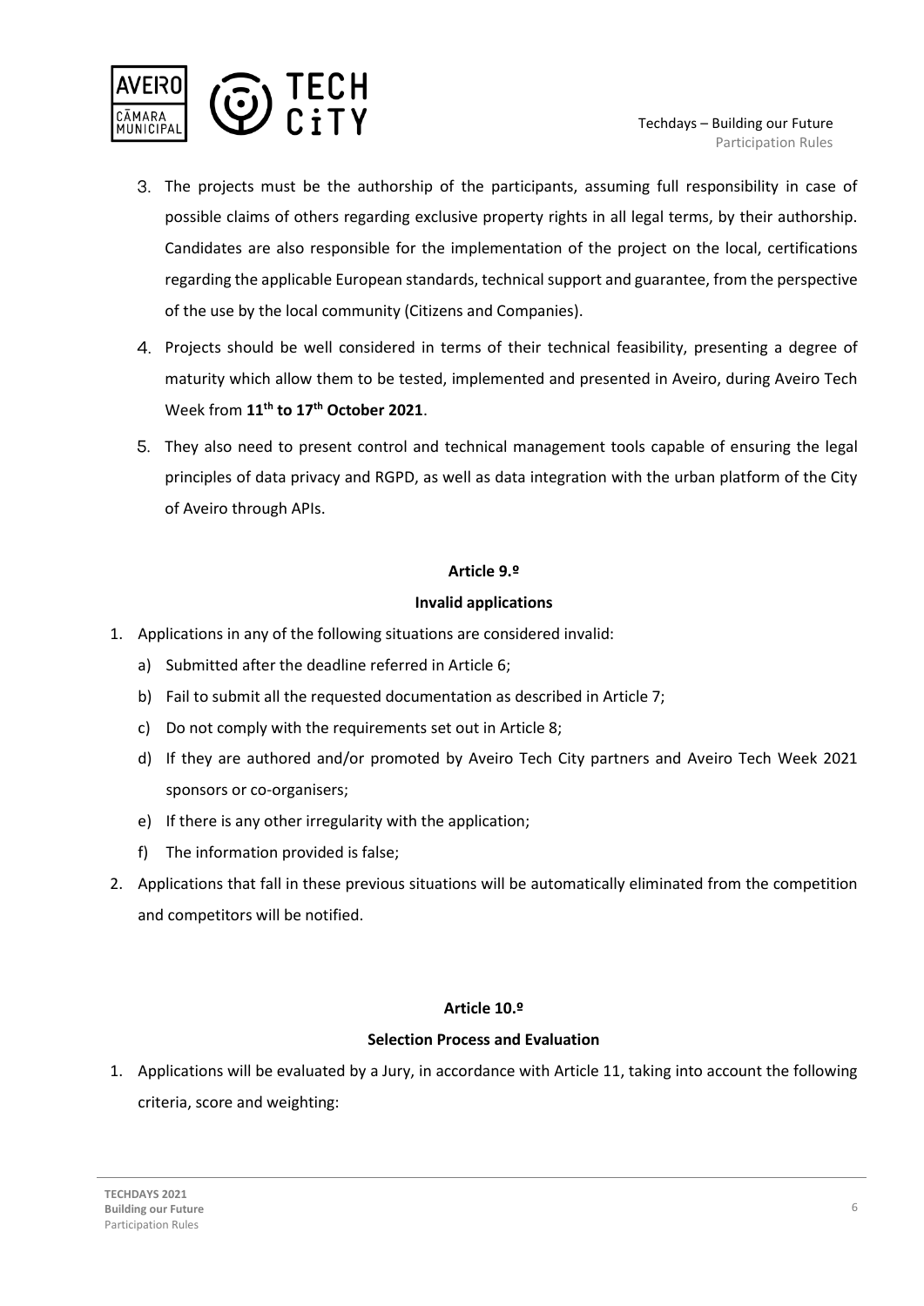3. The projects must be the authorship of the participants, assuming full responsibility in case of possible claims of others regarding exclusive property rights in all legal terms, by their authorship. Candidates are also responsible for the implementation of the project on the local, certifications regarding the applicable European standards, technical support and guarantee, from the perspective of the use by the local community (Citizens and Companies).
4. Projects should be well considered in terms of their technical feasibility, presenting a degree of maturity which allow them to be tested, implemented and presented in Aveiro, during Aveiro Tech Week from **11th to 17th October 2021**.
5. They also need to present control and technical management tools capable of ensuring the legal principles of data privacy and RGPD, as well as data integration with the urban platform of the City of Aveiro through APIs.

**Article 9.º**

**Invalid applications**

1. Applications in any of the following situations are considered invalid:
   a) Submitted after the deadline referred in Article 6;
   b) Fail to submit all the requested documentation as described in Article 7;
   c) Do not comply with the requirements set out in Article 8;
   d) If they are authored and/or promoted by Aveiro Tech City partners and Aveiro Tech Week 2021 sponsors or co-organisers;
   e) If there is any other irregularity with the application;
   f) The information provided is false;
2. Applications that fall in these previous situations will be automatically eliminated from the competition and competitors will be notified.

**Article 10.º**

**Selection Process and Evaluation**

1. Applications will be evaluated by a Jury, in accordance with Article 11, taking into account the following criteria, score and weighting: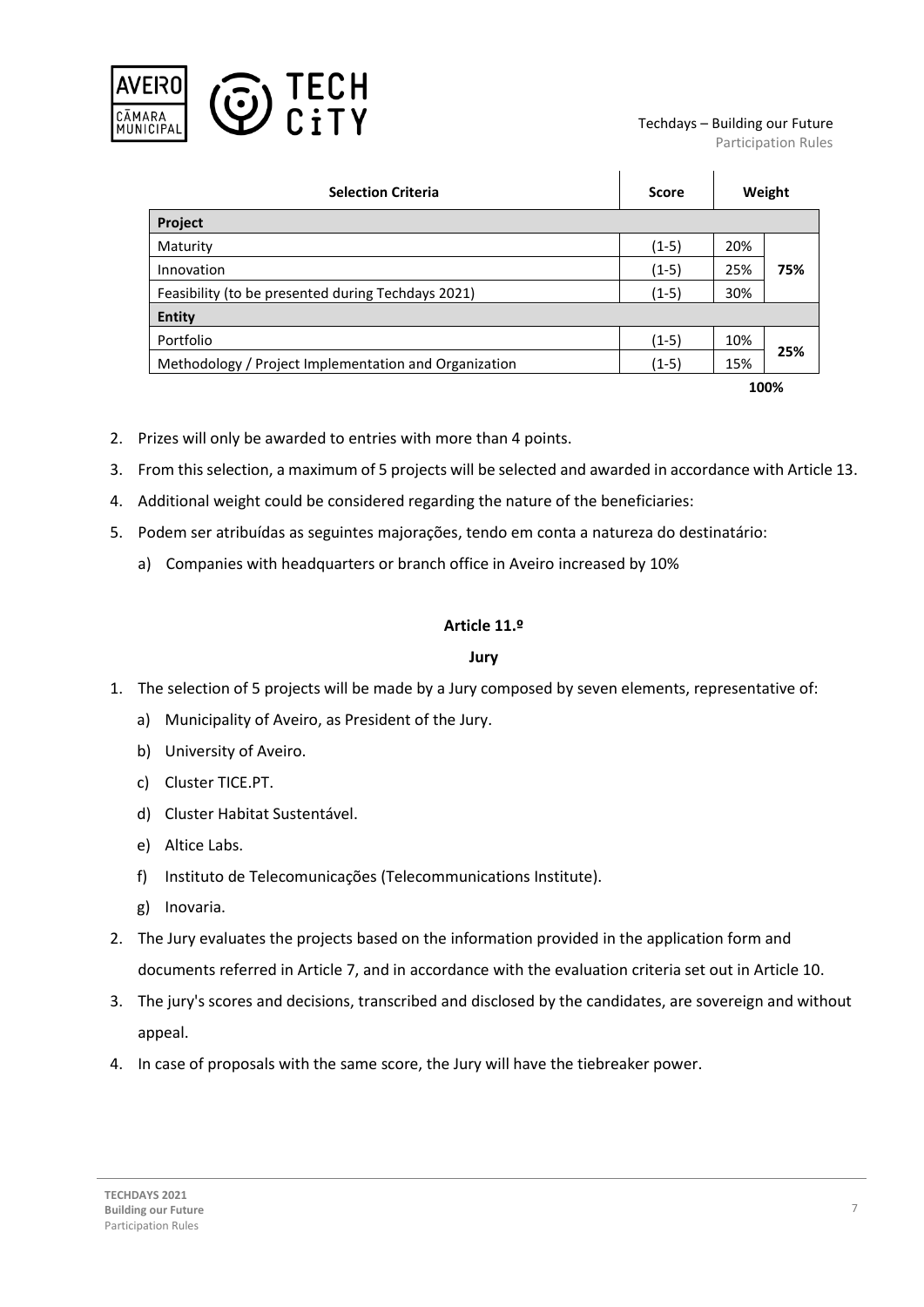| Selection Criteria | Score | Weight | |
|---|---|---|---|
| **Project** | | | |
| Maturity | (1-5) | 20% | **75%** |
| Innovation | (1-5) | 25% | |
| Feasibility (to be presented during Techdays 2021) | (1-5) | 30% | |
| **Entity** | | | |
| Portfolio | (1-5) | 10% | **25%** |
| Methodology / Project Implementation and Organization | (1-5) | 15% | |
| | | | **100%** |

2. Prizes will only be awarded to entries with more than 4 points.
3. From this selection, a maximum of 5 projects will be selected and awarded in accordance with Article 13.
4. Additional weight could be considered regarding the nature of the beneficiaries:
5. Podem ser atribuídas as seguintes majorações, tendo em conta a natureza do destinatário:
   a) Companies with headquarters or branch office in Aveiro increased by 10%

**Article 11.º**

**Jury**

1. The selection of 5 projects will be made by a Jury composed by seven elements, representative of:
   a) Municipality of Aveiro, as President of the Jury.
   b) University of Aveiro.
   c) Cluster TICE.PT.
   d) Cluster Habitat Sustentável.
   e) Altice Labs.
   f) Instituto de Telecomunicações (Telecommunications Institute).
   g) Inovaria.
2. The Jury evaluates the projects based on the information provided in the application form and documents referred in Article 7, and in accordance with the evaluation criteria set out in Article 10.
3. The jury's scores and decisions, transcribed and disclosed by the candidates, are sovereign and without appeal.
4. In case of proposals with the same score, the Jury will have the tiebreaker power.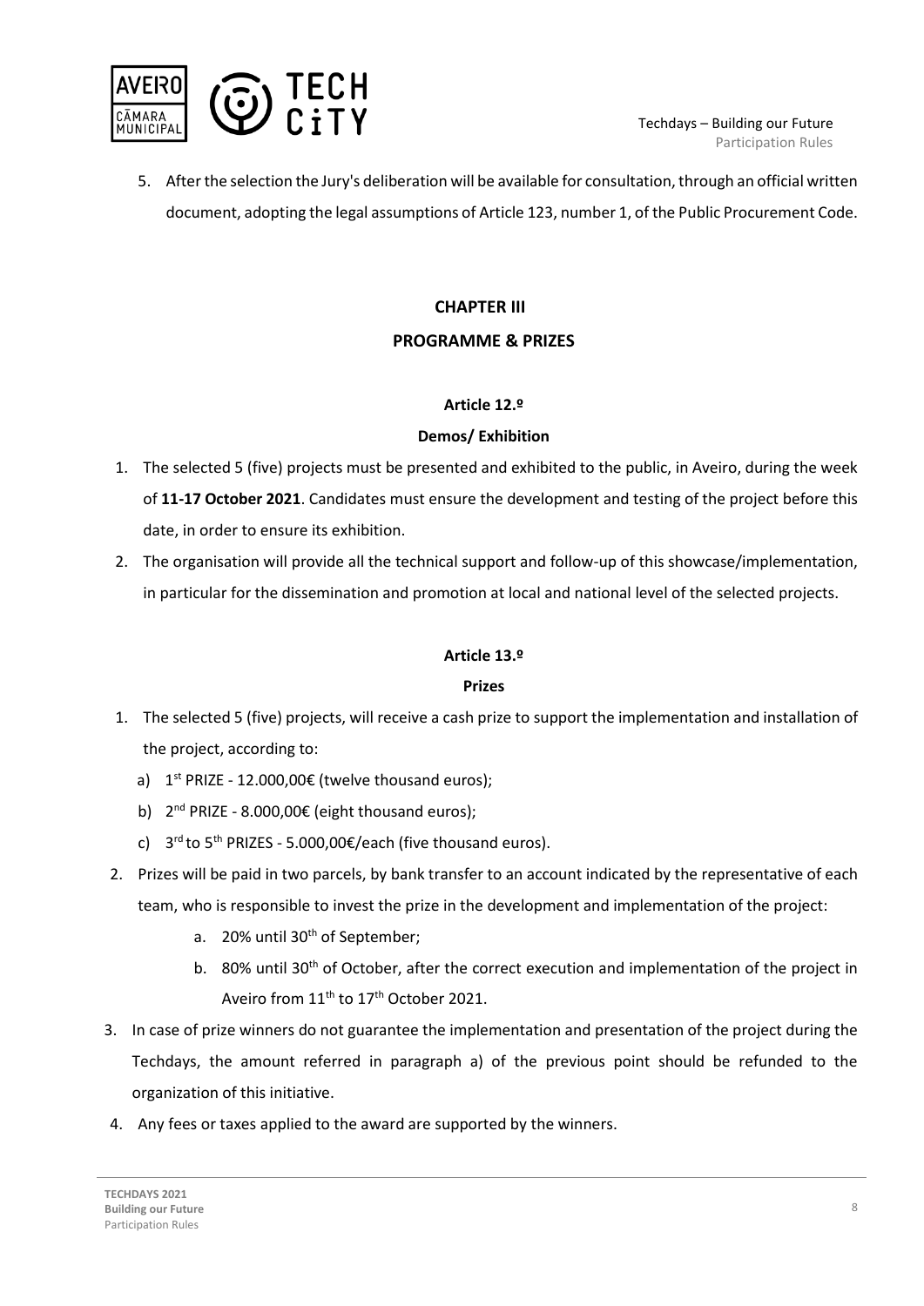5. After the selection the Jury's deliberation will be available for consultation, through an official written document, adopting the legal assumptions of Article 123, number 1, of the Public Procurement Code.

## CHAPTER III

## PROGRAMME & PRIZES

### Article 12.º

### Demos/ Exhibition

1. The selected 5 (five) projects must be presented and exhibited to the public, in Aveiro, during the week of **11-17 October 2021**. Candidates must ensure the development and testing of the project before this date, in order to ensure its exhibition.
2. The organisation will provide all the technical support and follow-up of this showcase/implementation, in particular for the dissemination and promotion at local and national level of the selected projects.

### Article 13.º

### Prizes

1. The selected 5 (five) projects, will receive a cash prize to support the implementation and installation of the project, according to:
   a) 1st PRIZE - 12.000,00€ (twelve thousand euros);
   b) 2nd PRIZE - 8.000,00€ (eight thousand euros);
   c) 3rd to 5th PRIZES - 5.000,00€/each (five thousand euros).
2. Prizes will be paid in two parcels, by bank transfer to an account indicated by the representative of each team, who is responsible to invest the prize in the development and implementation of the project:
   a. 20% until 30th of September;
   b. 80% until 30th of October, after the correct execution and implementation of the project in Aveiro from 11th to 17th October 2021.
3. In case of prize winners do not guarantee the implementation and presentation of the project during the Techdays, the amount referred in paragraph a) of the previous point should be refunded to the organization of this initiative.
4. Any fees or taxes applied to the award are supported by the winners.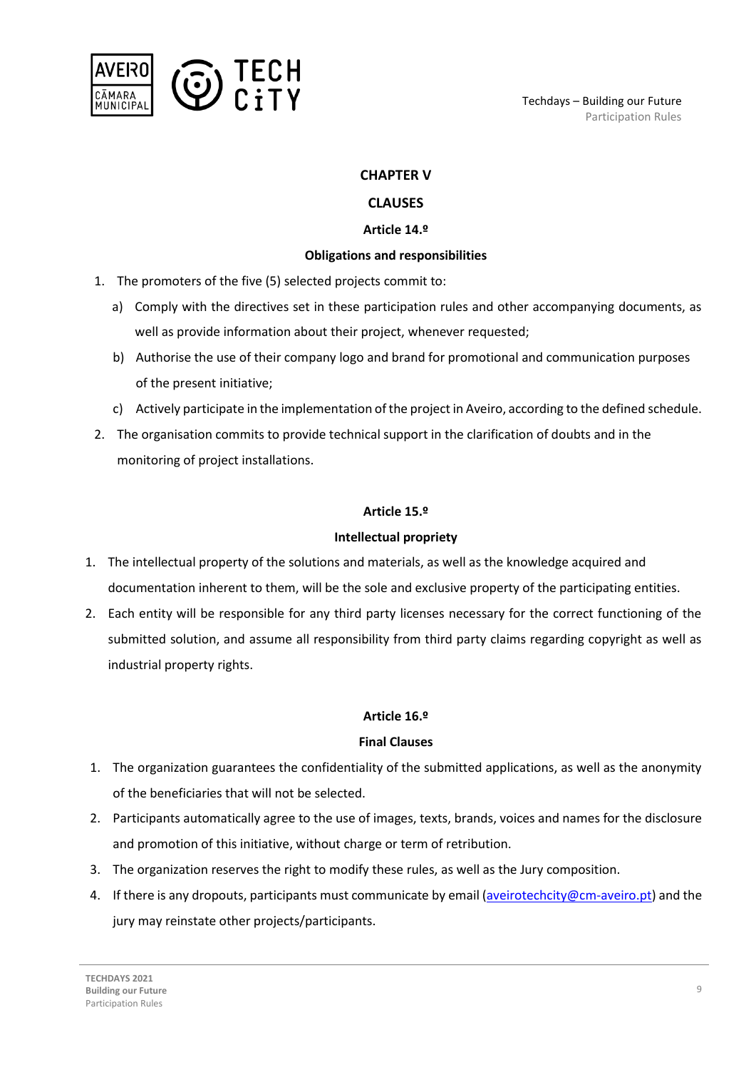## CHAPTER V

## CLAUSES

### Article 14.º

### Obligations and responsibilities

1. The promoters of the five (5) selected projects commit to:
   a) Comply with the directives set in these participation rules and other accompanying documents, as well as provide information about their project, whenever requested;
   b) Authorise the use of their company logo and brand for promotional and communication purposes of the present initiative;
   c) Actively participate in the implementation of the project in Aveiro, according to the defined schedule.
2. The organisation commits to provide technical support in the clarification of doubts and in the monitoring of project installations.

### Article 15.º

### Intellectual propriety

1. The intellectual property of the solutions and materials, as well as the knowledge acquired and documentation inherent to them, will be the sole and exclusive property of the participating entities.
2. Each entity will be responsible for any third party licenses necessary for the correct functioning of the submitted solution, and assume all responsibility from third party claims regarding copyright as well as industrial property rights.

### Article 16.º

### Final Clauses

1. The organization guarantees the confidentiality of the submitted applications, as well as the anonymity of the beneficiaries that will not be selected.
2. Participants automatically agree to the use of images, texts, brands, voices and names for the disclosure and promotion of this initiative, without charge or term of retribution.
3. The organization reserves the right to modify these rules, as well as the Jury composition.
4. If there is any dropouts, participants must communicate by email (aveirotechcity@cm-aveiro.pt) and the jury may reinstate other projects/participants.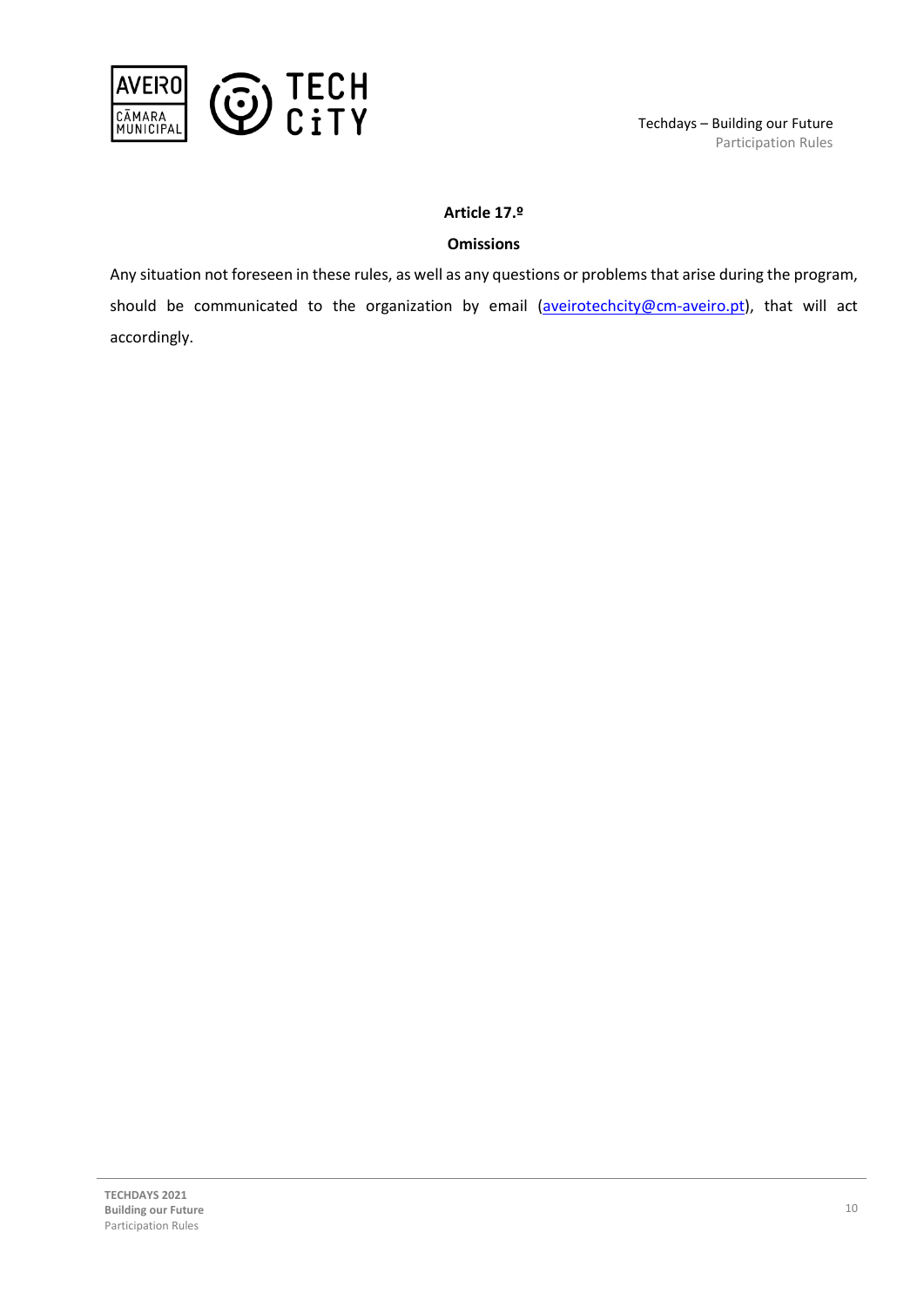**Article 17.º**

**Omissions**

Any situation not foreseen in these rules, as well as any questions or problems that arise during the program, should be communicated to the organization by email (aveirotechcity@cm-aveiro.pt), that will act accordingly.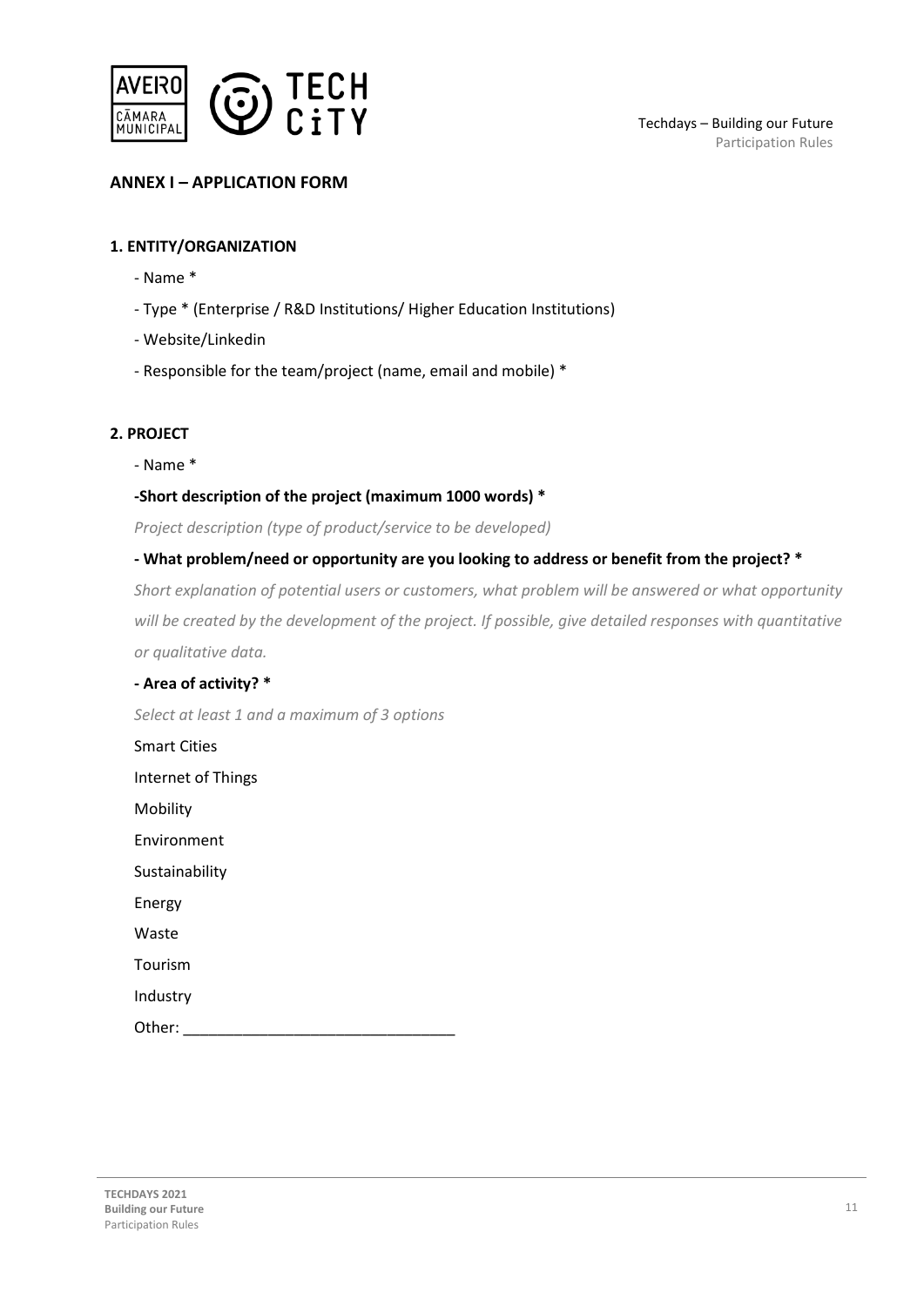## ANNEX I – APPLICATION FORM

### 1. ENTITY/ORGANIZATION

- Name *
- Type * (Enterprise / R&D Institutions/ Higher Education Institutions)
- Website/Linkedin
- Responsible for the team/project (name, email and mobile) *

### 2. PROJECT

- Name *

**-Short description of the project (maximum 1000 words) ***

*Project description (type of product/service to be developed)*

**- What problem/need or opportunity are you looking to address or benefit from the project? ***

*Short explanation of potential users or customers, what problem will be answered or what opportunity will be created by the development of the project. If possible, give detailed responses with quantitative or qualitative data.*

**- Area of activity? ***

*Select at least 1 and a maximum of 3 options*

Smart Cities

Internet of Things

Mobility

Environment

Sustainability

Energy

Waste

Tourism

Industry

Other: ________________________________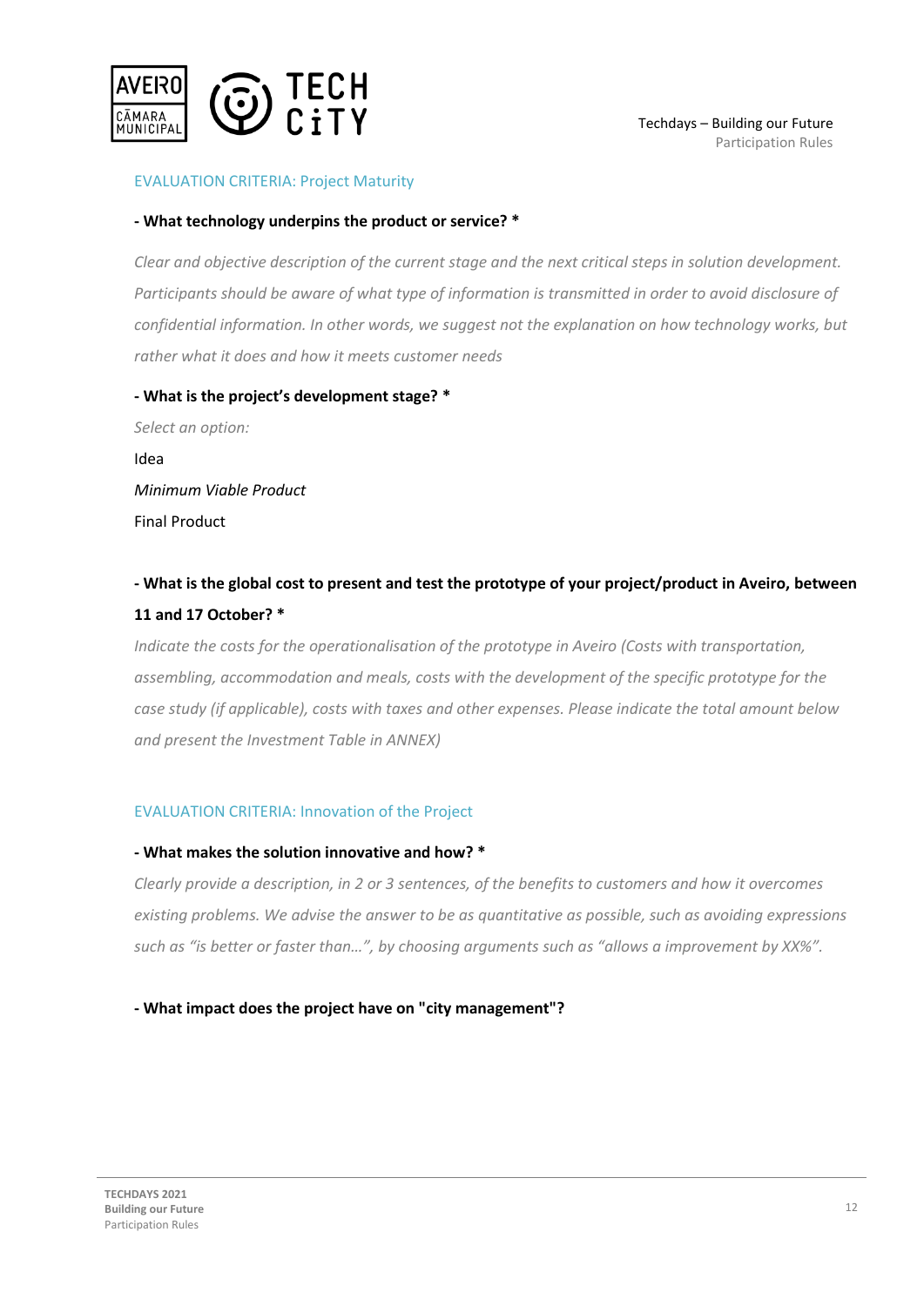## EVALUATION CRITERIA: Project Maturity

**- What technology underpins the product or service? ***

*Clear and objective description of the current stage and the next critical steps in solution development. Participants should be aware of what type of information is transmitted in order to avoid disclosure of confidential information. In other words, we suggest not the explanation on how technology works, but rather what it does and how it meets customer needs*

**- What is the project's development stage? ***

*Select an option:*

Idea

*Minimum Viable Product*

Final Product

**- What is the global cost to present and test the prototype of your project/product in Aveiro, between 11 and 17 October? ***

*Indicate the costs for the operationalisation of the prototype in Aveiro (Costs with transportation, assembling, accommodation and meals, costs with the development of the specific prototype for the case study (if applicable), costs with taxes and other expenses. Please indicate the total amount below and present the Investment Table in ANNEX)*

## EVALUATION CRITERIA: Innovation of the Project

**- What makes the solution innovative and how? ***

*Clearly provide a description, in 2 or 3 sentences, of the benefits to customers and how it overcomes existing problems. We advise the answer to be as quantitative as possible, such as avoiding expressions such as "is better or faster than…", by choosing arguments such as "allows a improvement by XX%".*

**- What impact does the project have on "city management"?**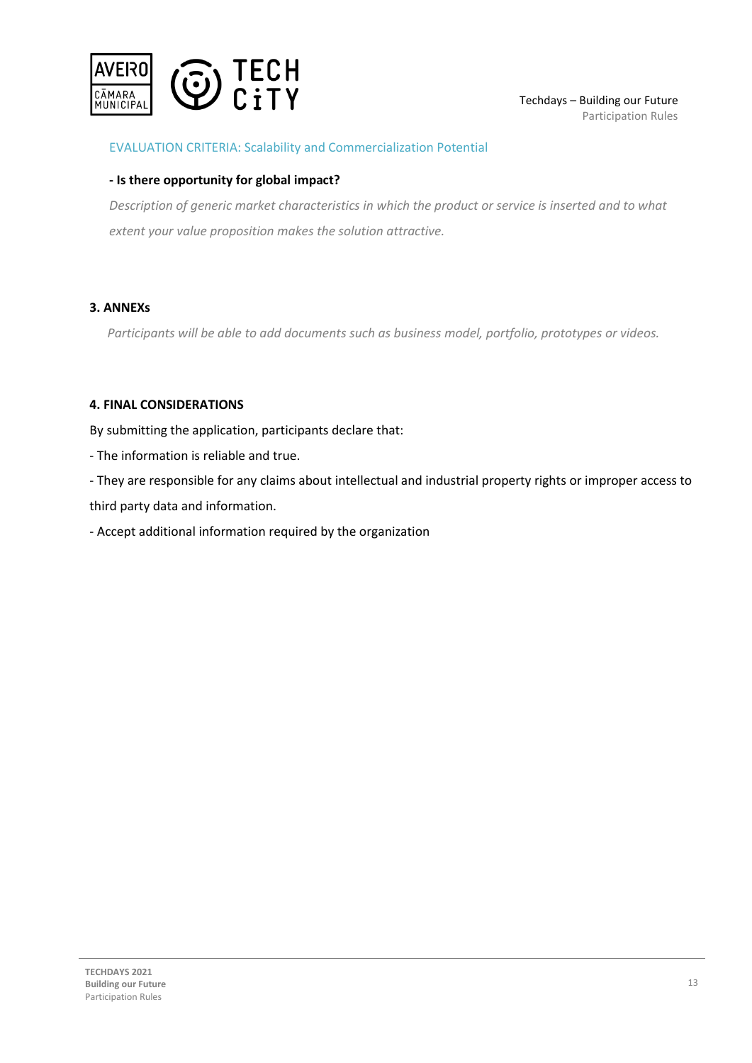EVALUATION CRITERIA: Scalability and Commercialization Potential

**- Is there opportunity for global impact?**

*Description of generic market characteristics in which the product or service is inserted and to what extent your value proposition makes the solution attractive.*

## 3. ANNEXs

*Participants will be able to add documents such as business model, portfolio, prototypes or videos.*

## 4. FINAL CONSIDERATIONS

By submitting the application, participants declare that:

- The information is reliable and true.
- They are responsible for any claims about intellectual and industrial property rights or improper access to third party data and information.
- Accept additional information required by the organization